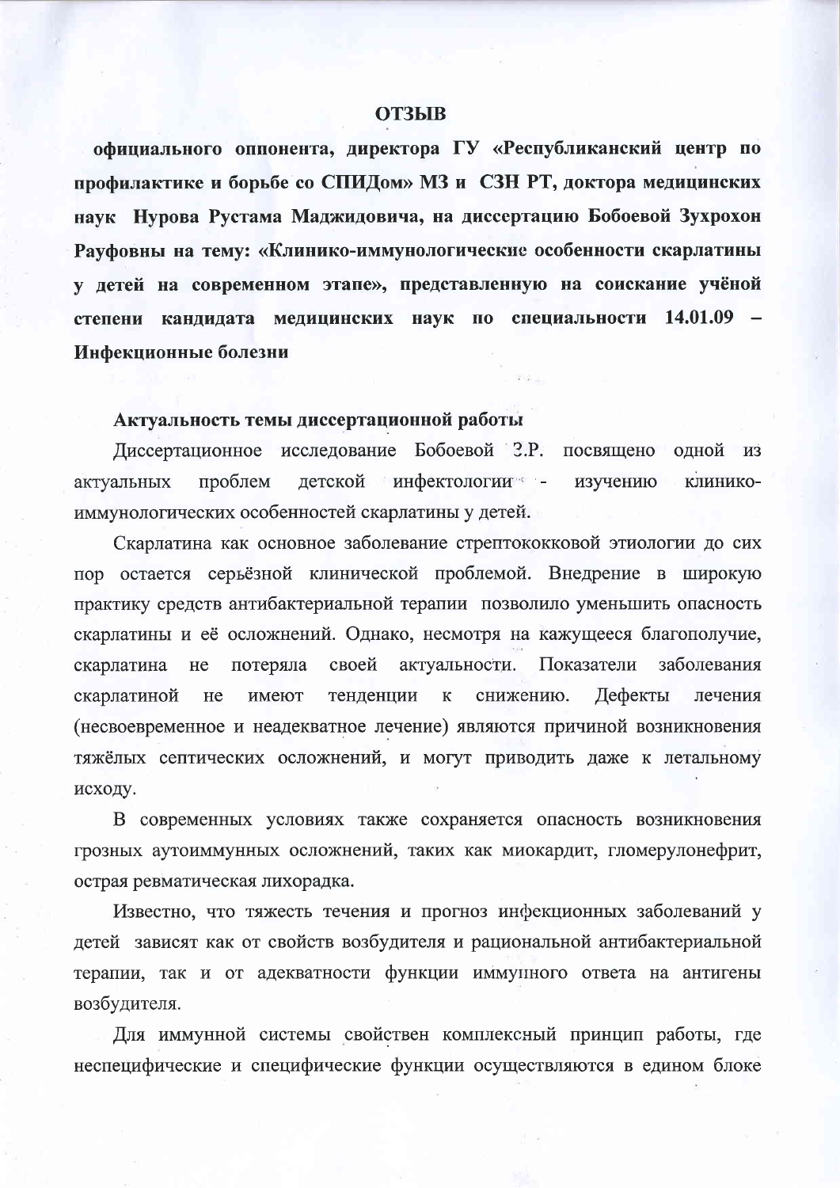# ОТЗЫВ

**официального оппонента, директора ГУ «Республиканский центр по профилактике и борьбе со СПИДом» МЗ и СЗН РТ, доктора медицинских наук Нурова Рустама Маджидовича, на диссертацию Бобоевой Зухрохон Рауфовны на тему: «Клинико-иммунологические особенности скарлатины у детей на современном этапе», представленную на соискание учёной степени кандидата медицинских наук по специальности 14.01.09 – Инфекционные болезни**

## Актуальность темы диссертационной работы

Диссертационное исследование Бобоевой З.Р. посвящено одной из актуальных проблем детской инфектологии - изучению клинико-иммунологических особенностей скарлатины у детей.

Скарлатина как основное заболевание стрептококковой этиологии до сих пор остается серьёзной клинической проблемой. Внедрение в широкую практику средств антибактериальной терапии позволило уменьшить опасность скарлатины и её осложнений. Однако, несмотря на кажущееся благополучие, скарлатина не потеряла своей актуальности. Показатели заболевания скарлатиной не имеют тенденции к снижению. Дефекты лечения (несвоевременное и неадекватное лечение) являются причиной возникновения тяжёлых септических осложнений, и могут приводить даже к летальному исходу.

В современных условиях также сохраняется опасность возникновения грозных аутоиммунных осложнений, таких как миокардит, гломерулонефрит, острая ревматическая лихорадка.

Известно, что тяжесть течения и прогноз инфекционных заболеваний у детей зависят как от свойств возбудителя и рациональной антибактериальной терапии, так и от адекватности функции иммунного ответа на антигены возбудителя.

Для иммунной системы свойствен комплексный принцип работы, где неспецифические и специфические функции осуществляются в едином блоке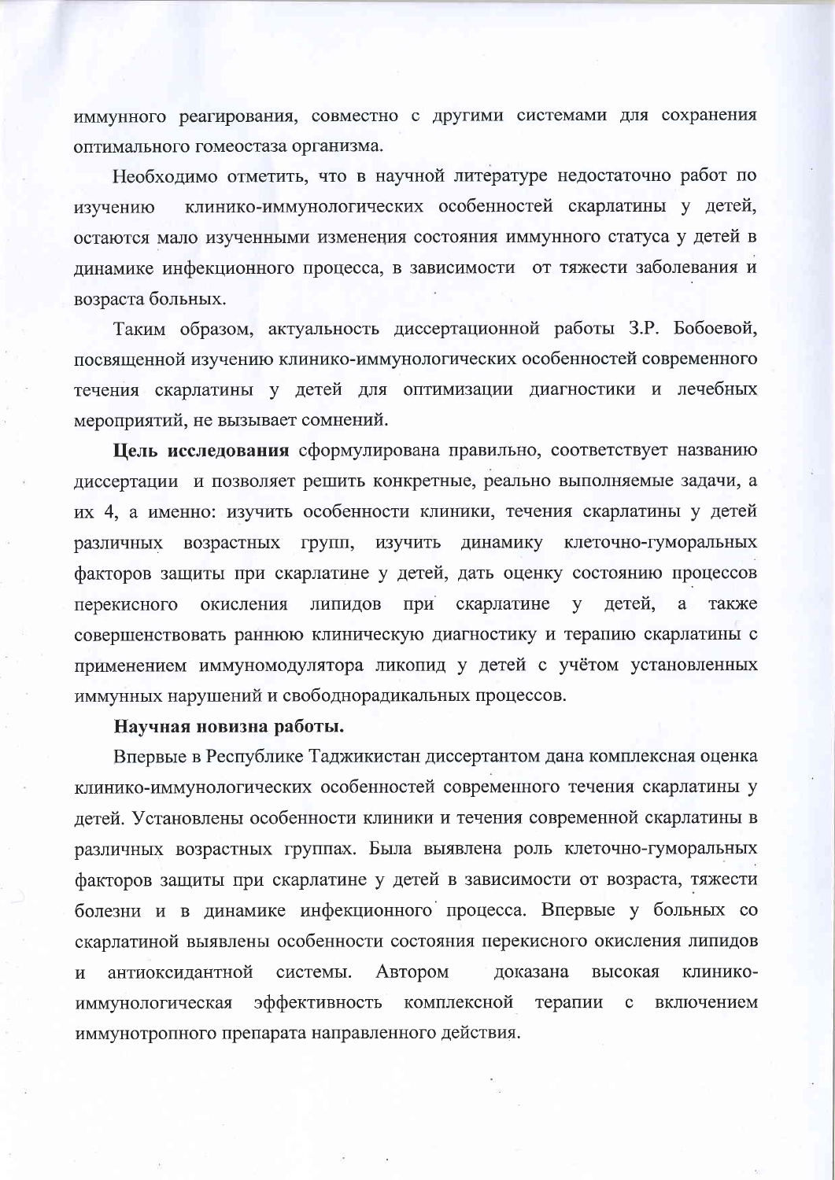иммунного реагирования, совместно с другими системами для сохранения оптимального гомеостаза организма.

Необходимо отметить, что в научной литературе недостаточно работ по изучению клинико-иммунологических особенностей скарлатины у детей, остаются мало изученными изменения состояния иммунного статуса у детей в динамике инфекционного процесса, в зависимости от тяжести заболевания и возраста больных.

Таким образом, актуальность диссертационной работы З.Р. Бобоевой, посвященной изучению клинико-иммунологических особенностей современного течения скарлатины у детей для оптимизации диагностики и лечебных мероприятий, не вызывает сомнений.

**Цель исследования** сформулирована правильно, соответствует названию диссертации и позволяет решить конкретные, реально выполняемые задачи, а их 4, а именно: изучить особенности клиники, течения скарлатины у детей различных возрастных групп, изучить динамику клеточно-гуморальных факторов защиты при скарлатине у детей, дать оценку состоянию процессов перекисного окисления липидов при скарлатине у детей, а также совершенствовать раннюю клиническую диагностику и терапию скарлатины с применением иммуномодулятора ликопид у детей с учётом установленных иммунных нарушений и свободнорадикальных процессов.

**Научная новизна работы.**

Впервые в Республике Таджикистан диссертантом дана комплексная оценка клинико-иммунологических особенностей современного течения скарлатины у детей. Установлены особенности клиники и течения современной скарлатины в различных возрастных группах. Была выявлена роль клеточно-гуморальных факторов защиты при скарлатине у детей в зависимости от возраста, тяжести болезни и в динамике инфекционного процесса. Впервые у больных со скарлатиной выявлены особенности состояния перекисного окисления липидов и антиоксидантной системы. Автором доказана высокая клинико-иммунологическая эффективность комплексной терапии с включением иммунотропного препарата направленного действия.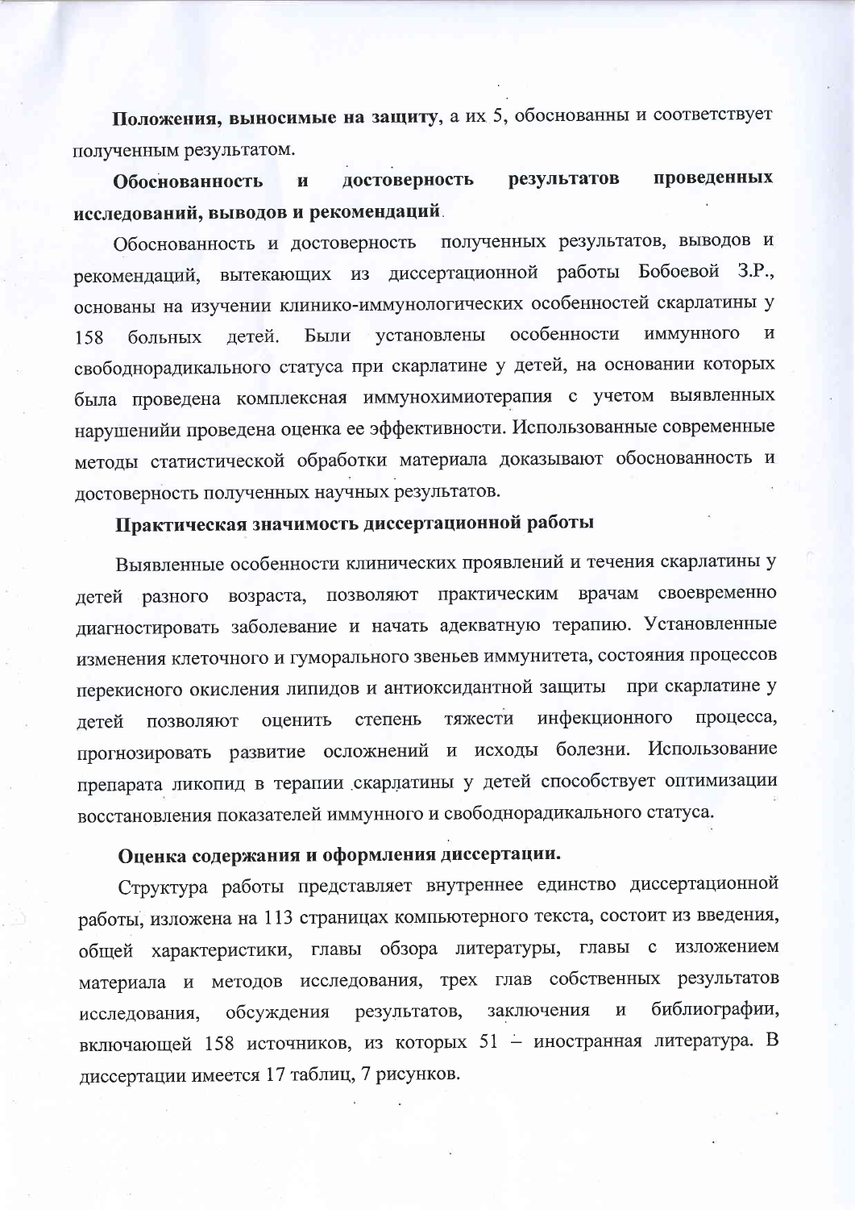**Положения, выносимые на защиту**, а их 5, обоснованны и соответствует полученным результатом.

**Обоснованность и достоверность результатов проведенных исследований, выводов и рекомендаций.**

Обоснованность и достоверность полученных результатов, выводов и рекомендаций, вытекающих из диссертационной работы Бобоевой З.Р., основаны на изучении клинико-иммунологических особенностей скарлатины у 158 больных детей. Были установлены особенности иммунного и свободнорадикального статуса при скарлатине у детей, на основании которых была проведена комплексная иммунохимиотерапия с учетом выявленных нарушенийи проведена оценка ее эффективности. Использованные современные методы статистической обработки материала доказывают обоснованность и достоверность полученных научных результатов.

**Практическая значимость диссертационной работы**

Выявленные особенности клинических проявлений и течения скарлатины у детей разного возраста, позволяют практическим врачам своевременно диагностировать заболевание и начать адекватную терапию. Установленные изменения клеточного и гуморального звеньев иммунитета, состояния процессов перекисного окисления липидов и антиоксидантной защиты при скарлатине у детей позволяют оценить степень тяжести инфекционного процесса, прогнозировать развитие осложнений и исходы болезни. Использование препарата ликопид в терапии скарлатины у детей способствует оптимизации восстановления показателей иммунного и свободнорадикального статуса.

**Оценка содержания и оформления диссертации.**

Структура работы представляет внутреннее единство диссертационной работы, изложена на 113 страницах компьютерного текста, состоит из введения, общей характеристики, главы обзора литературы, главы с изложением материала и методов исследования, трех глав собственных результатов исследования, обсуждения результатов, заключения и библиографии, включающей 158 источников, из которых 51 – иностранная литература. В диссертации имеется 17 таблиц, 7 рисунков.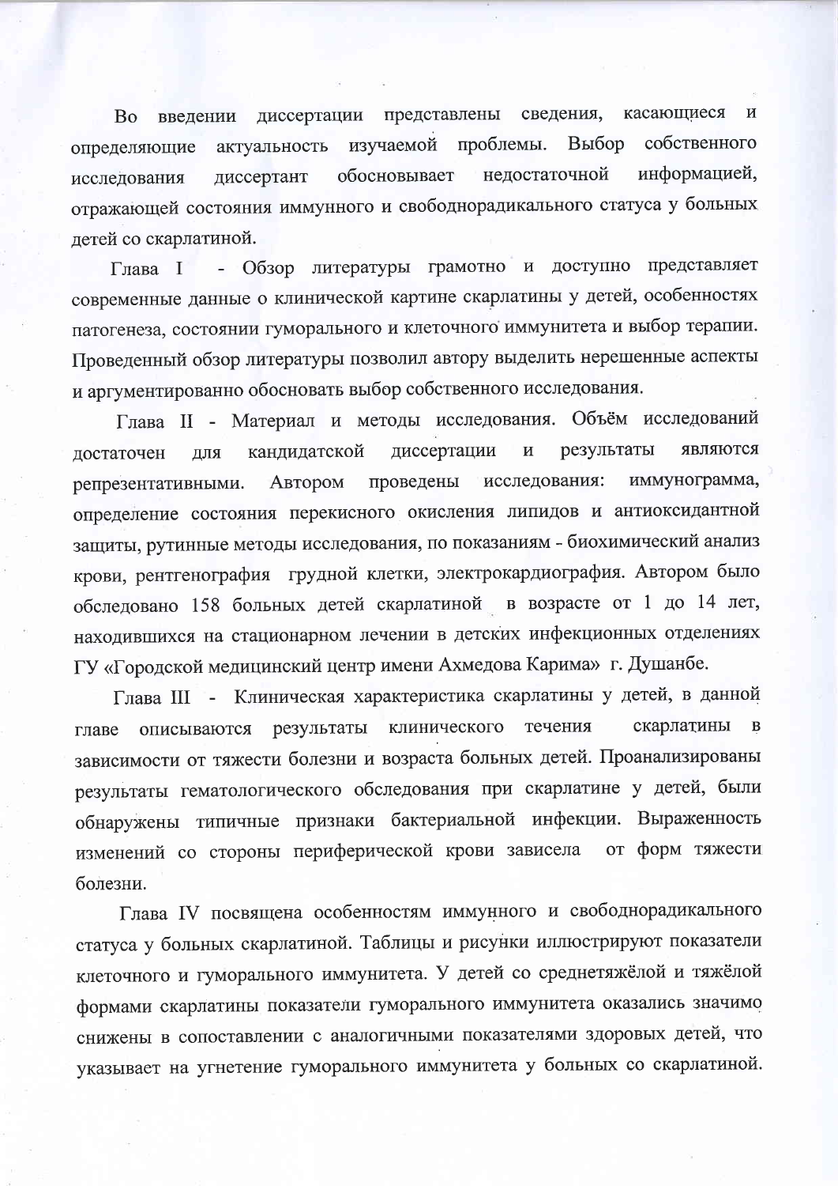Во введении диссертации представлены сведения, касающиеся и определяющие актуальность изучаемой проблемы. Выбор собственного исследования диссертант обосновывает недостаточной информацией, отражающей состояния иммунного и свободнорадикального статуса у больных детей со скарлатиной.

Глава I - Обзор литературы грамотно и доступно представляет современные данные о клинической картине скарлатины у детей, особенностях патогенеза, состоянии гуморального и клеточного иммунитета и выбор терапии. Проведенный обзор литературы позволил автору выделить нерешенные аспекты и аргументированно обосновать выбор собственного исследования.

Глава II - Материал и методы исследования. Объём исследований достаточен для кандидатской диссертации и результаты являются репрезентативными. Автором проведены исследования: иммунограмма, определение состояния перекисного окисления липидов и антиоксидантной защиты, рутинные методы исследования, по показаниям - биохимический анализ крови, рентгенография грудной клетки, электрокардиография. Автором было обследовано 158 больных детей скарлатиной в возрасте от 1 до 14 лет, находившихся на стационарном лечении в детских инфекционных отделениях ГУ «Городской медицинский центр имени Ахмедова Карима» г. Душанбе.

Глава III - Клиническая характеристика скарлатины у детей, в данной главе описываются результаты клинического течения скарлатины в зависимости от тяжести болезни и возраста больных детей. Проанализированы результаты гематологического обследования при скарлатине у детей, были обнаружены типичные признаки бактериальной инфекции. Выраженность изменений со стороны периферической крови зависела от форм тяжести болезни.

Глава IV посвящена особенностям иммунного и свободнорадикального статуса у больных скарлатиной. Таблицы и рисунки иллюстрируют показатели клеточного и гуморального иммунитета. У детей со среднетяжёлой и тяжёлой формами скарлатины показатели гуморального иммунитета оказались значимо снижены в сопоставлении с аналогичными показателями здоровых детей, что указывает на угнетение гуморального иммунитета у больных со скарлатиной.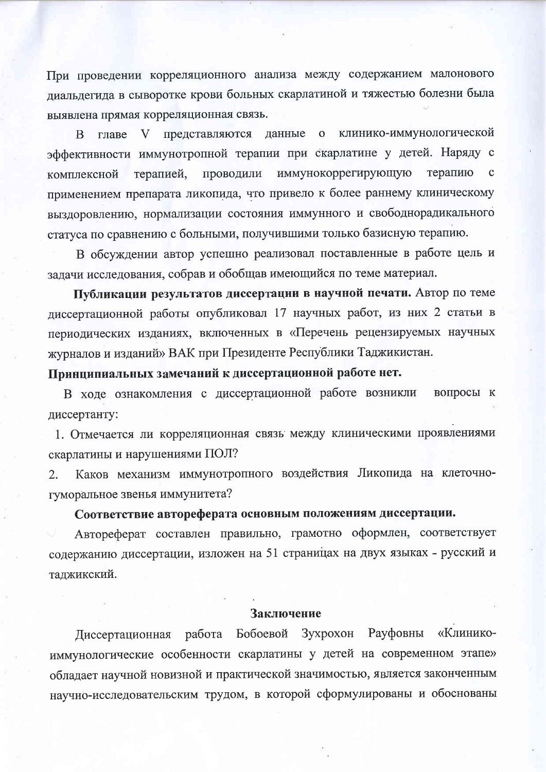При проведении корреляционного анализа между содержанием малонового диальдегида в сыворотке крови больных скарлатиной и тяжестью болезни была выявлена прямая корреляционная связь.

В главе V представляются данные о клинико-иммунологической эффективности иммунотропной терапии при скарлатине у детей. Наряду с комплексной терапией, проводили иммунокоррегирующую терапию с применением препарата ликопида, что привело к более раннему клиническому выздоровлению, нормализации состояния иммунного и свободнорадикального статуса по сравнению с больными, получившими только базисную терапию.

В обсуждении автор успешно реализовал поставленные в работе цель и задачи исследования, собрав и обобщав имеющийся по теме материал.

**Публикации результатов диссертации в научной печати.** Автор по теме диссертационной работы опубликовал 17 научных работ, из них 2 статьи в периодических изданиях, включенных в «Перечень рецензируемых научных журналов и изданий» ВАК при Президенте Республики Таджикистан.

**Принципиальных замечаний к диссертационной работе нет.**

В ходе ознакомления с диссертационной работе возникли вопросы к диссертанту:

1. Отмечается ли корреляционная связь между клиническими проявлениями скарлатины и нарушениями ПОЛ?
2. Каков механизм иммунотропного воздействия Ликопида на клеточно-гуморальное звенья иммунитета?

**Соответствие автореферата основным положениям диссертации.**

Автореферат составлен правильно, грамотно оформлен, соответствует содержанию диссертации, изложен на 51 страницах на двух языках - русский и таджикский.

## Заключение

Диссертационная работа Бобоевой Зухрохон Рауфовны «Клинико-иммунологические особенности скарлатины у детей на современном этапе» обладает научной новизной и практической значимостью, является законченным научно-исследовательским трудом, в которой сформулированы и обоснованы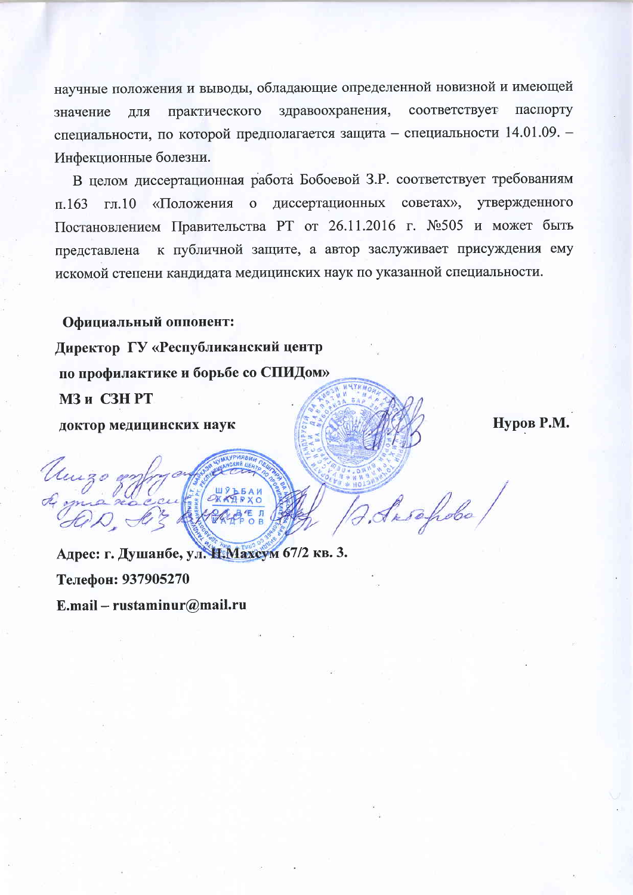научные положения и выводы, обладающие определенной новизной и имеющей значение для практического здравоохранения, соответствует паспорту специальности, по которой предполагается защита – специальности 14.01.09. – Инфекционные болезни.

В целом диссертационная работа Бобоевой З.Р. соответствует требованиям п.163 гл.10 «Положения о диссертационных советах», утвержденного Постановлением Правительства РТ от 26.11.2016 г. №505 и может быть представлена к публичной защите, а автор заслуживает присуждения ему искомой степени кандидата медицинских наук по указанной специальности.

**Официальный оппонент:**

**Директор ГУ «Республиканский центр по профилактике и борьбе со СПИДом» МЗ и СЗН РТ**

**доктор медицинских наук** **Нуров Р.М.**

**Адрес: г. Душанбе, ул. Н.Махсум 67/2 кв. 3.**

**Телефон: 937905270**

**E.mail – rustaminur@mail.ru**